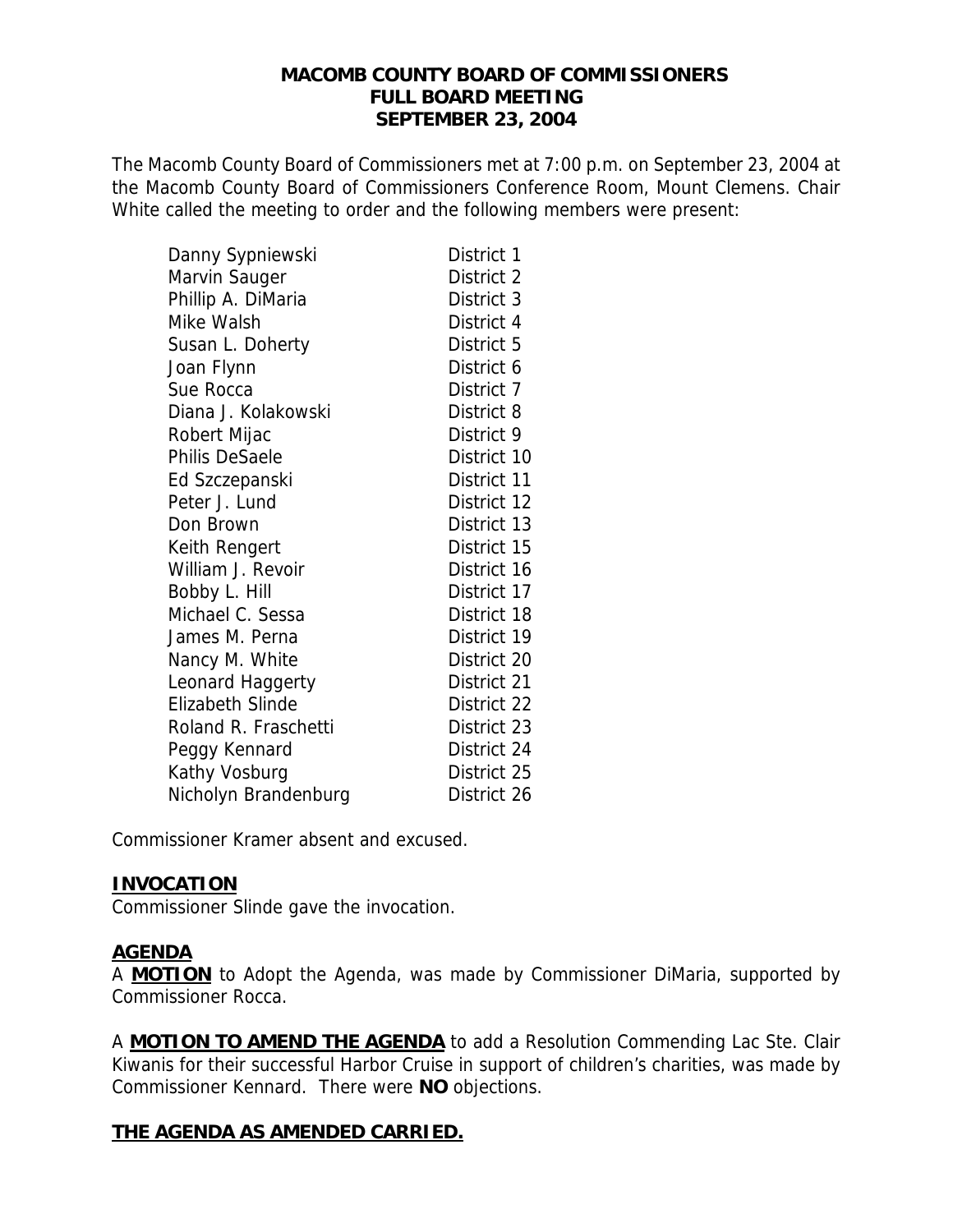**MACOMB COUNTY BOARD OF COMMISSIONERS**
**FULL BOARD MEETING**
**SEPTEMBER 23, 2004**

The Macomb County Board of Commissioners met at 7:00 p.m. on September 23, 2004 at the Macomb County Board of Commissioners Conference Room, Mount Clemens. Chair White called the meeting to order and the following members were present:

| | |
|---|---|
| Danny Sypniewski | District 1 |
| Marvin Sauger | District 2 |
| Phillip A. DiMaria | District 3 |
| Mike Walsh | District 4 |
| Susan L. Doherty | District 5 |
| Joan Flynn | District 6 |
| Sue Rocca | District 7 |
| Diana J. Kolakowski | District 8 |
| Robert Mijac | District 9 |
| Philis DeSaele | District 10 |
| Ed Szczepanski | District 11 |
| Peter J. Lund | District 12 |
| Don Brown | District 13 |
| Keith Rengert | District 15 |
| William J. Revoir | District 16 |
| Bobby L. Hill | District 17 |
| Michael C. Sessa | District 18 |
| James M. Perna | District 19 |
| Nancy M. White | District 20 |
| Leonard Haggerty | District 21 |
| Elizabeth Slinde | District 22 |
| Roland R. Fraschetti | District 23 |
| Peggy Kennard | District 24 |
| Kathy Vosburg | District 25 |
| Nicholyn Brandenburg | District 26 |

Commissioner Kramer absent and excused.

**INVOCATION**

Commissioner Slinde gave the invocation.

**AGENDA**

A **MOTION** to Adopt the Agenda, was made by Commissioner DiMaria, supported by Commissioner Rocca.

A **MOTION TO AMEND THE AGENDA** to add a Resolution Commending Lac Ste. Clair Kiwanis for their successful Harbor Cruise in support of children's charities, was made by Commissioner Kennard. There were **NO** objections.

**THE AGENDA AS AMENDED CARRIED.**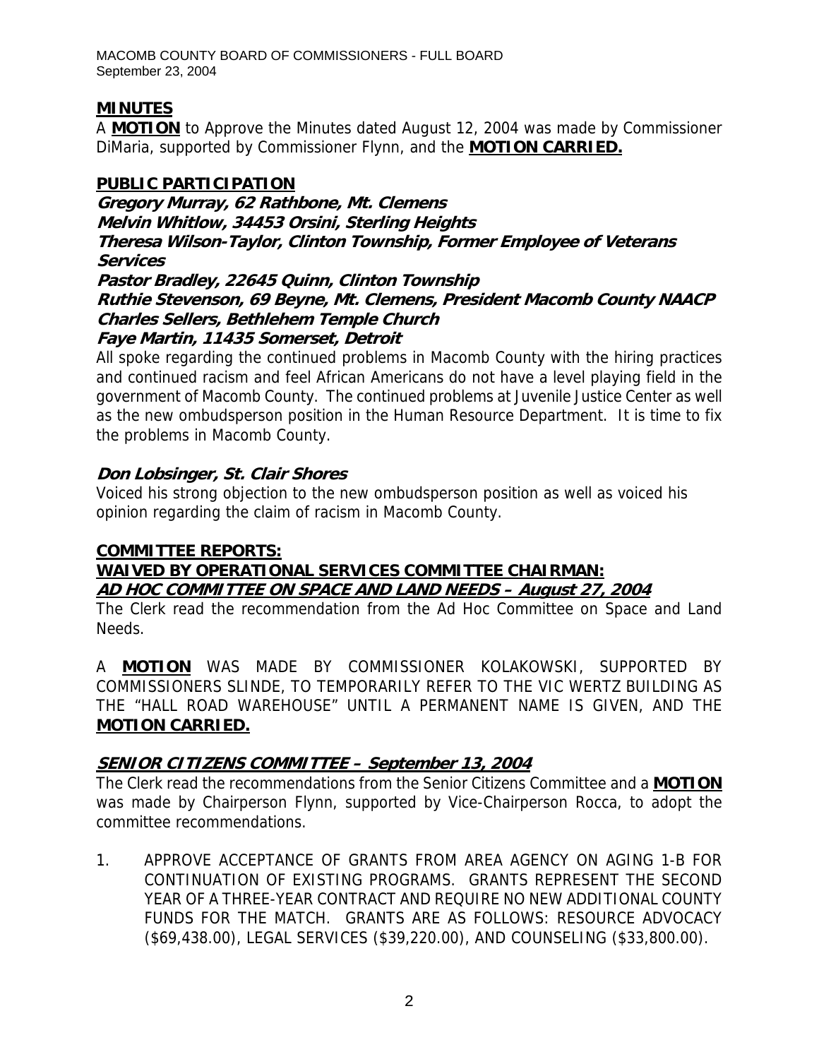## MINUTES

A **MOTION** to Approve the Minutes dated August 12, 2004 was made by Commissioner DiMaria, supported by Commissioner Flynn, and the **MOTION CARRIED.**

## PUBLIC PARTICIPATION

***Gregory Murray, 62 Rathbone, Mt. Clemens***
***Melvin Whitlow, 34453 Orsini, Sterling Heights***
***Theresa Wilson-Taylor, Clinton Township, Former Employee of Veterans Services***
***Pastor Bradley, 22645 Quinn, Clinton Township***
***Ruthie Stevenson, 69 Beyne, Mt. Clemens, President Macomb County NAACP***
***Charles Sellers, Bethlehem Temple Church***
***Faye Martin, 11435 Somerset, Detroit***

All spoke regarding the continued problems in Macomb County with the hiring practices and continued racism and feel African Americans do not have a level playing field in the government of Macomb County. The continued problems at Juvenile Justice Center as well as the new ombudsperson position in the Human Resource Department. It is time to fix the problems in Macomb County.

***Don Lobsinger, St. Clair Shores***

Voiced his strong objection to the new ombudsperson position as well as voiced his opinion regarding the claim of racism in Macomb County.

## COMMITTEE REPORTS:

### WAIVED BY OPERATIONAL SERVICES COMMITTEE CHAIRMAN:

### *AD HOC COMMITTEE ON SPACE AND LAND NEEDS – August 27, 2004*

The Clerk read the recommendation from the Ad Hoc Committee on Space and Land Needs.

A **MOTION** WAS MADE BY COMMISSIONER KOLAKOWSKI, SUPPORTED BY COMMISSIONERS SLINDE, TO TEMPORARILY REFER TO THE VIC WERTZ BUILDING AS THE "HALL ROAD WAREHOUSE" UNTIL A PERMANENT NAME IS GIVEN, AND THE **MOTION CARRIED.**

### *SENIOR CITIZENS COMMITTEE – September 13, 2004*

The Clerk read the recommendations from the Senior Citizens Committee and a **MOTION** was made by Chairperson Flynn, supported by Vice-Chairperson Rocca, to adopt the committee recommendations.

1. APPROVE ACCEPTANCE OF GRANTS FROM AREA AGENCY ON AGING 1-B FOR CONTINUATION OF EXISTING PROGRAMS. GRANTS REPRESENT THE SECOND YEAR OF A THREE-YEAR CONTRACT AND REQUIRE NO NEW ADDITIONAL COUNTY FUNDS FOR THE MATCH. GRANTS ARE AS FOLLOWS: RESOURCE ADVOCACY ($69,438.00), LEGAL SERVICES ($39,220.00), AND COUNSELING ($33,800.00).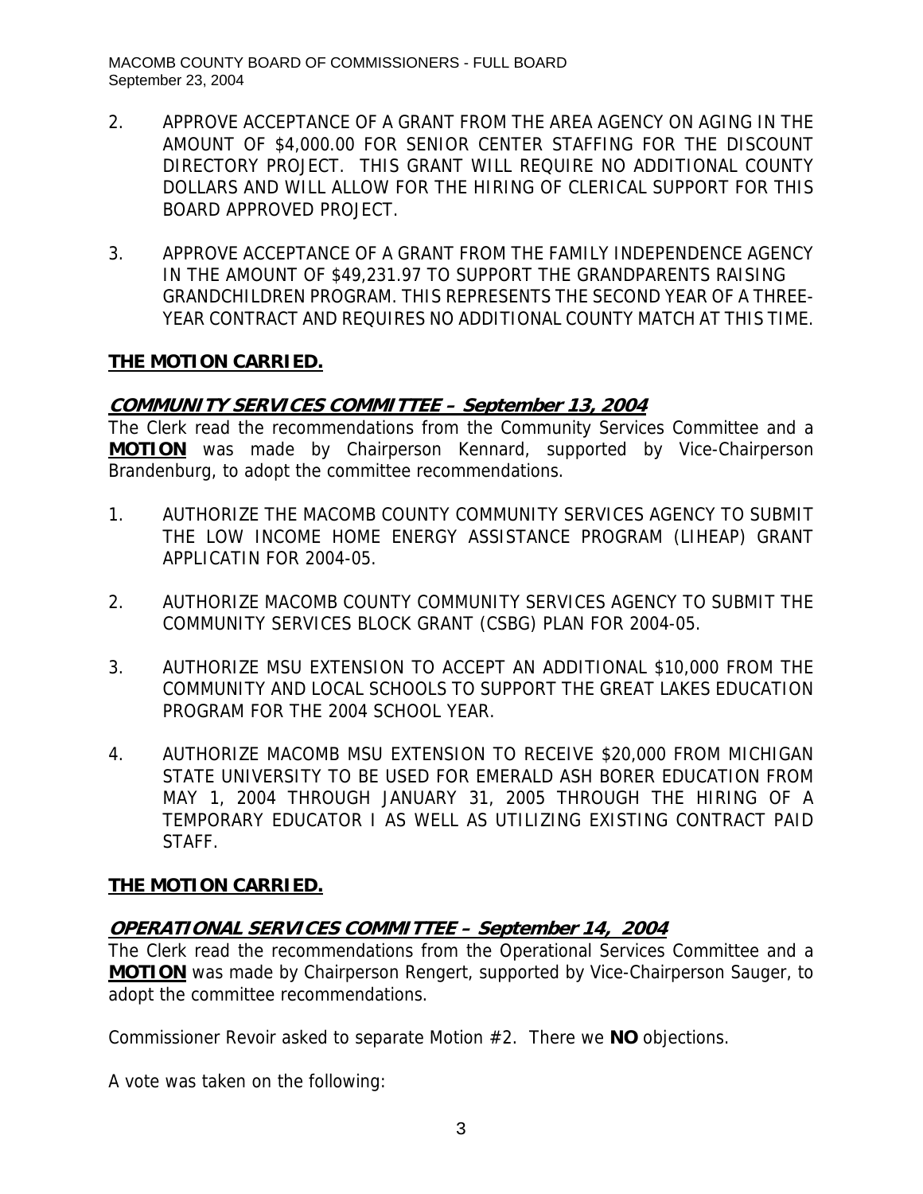2. APPROVE ACCEPTANCE OF A GRANT FROM THE AREA AGENCY ON AGING IN THE AMOUNT OF $4,000.00 FOR SENIOR CENTER STAFFING FOR THE DISCOUNT DIRECTORY PROJECT. THIS GRANT WILL REQUIRE NO ADDITIONAL COUNTY DOLLARS AND WILL ALLOW FOR THE HIRING OF CLERICAL SUPPORT FOR THIS BOARD APPROVED PROJECT.

3. APPROVE ACCEPTANCE OF A GRANT FROM THE FAMILY INDEPENDENCE AGENCY IN THE AMOUNT OF $49,231.97 TO SUPPORT THE GRANDPARENTS RAISING GRANDCHILDREN PROGRAM. THIS REPRESENTS THE SECOND YEAR OF A THREE-YEAR CONTRACT AND REQUIRES NO ADDITIONAL COUNTY MATCH AT THIS TIME.

**THE MOTION CARRIED.**

## COMMUNITY SERVICES COMMITTEE – September 13, 2004

The Clerk read the recommendations from the Community Services Committee and a **MOTION** was made by Chairperson Kennard, supported by Vice-Chairperson Brandenburg, to adopt the committee recommendations.

1. AUTHORIZE THE MACOMB COUNTY COMMUNITY SERVICES AGENCY TO SUBMIT THE LOW INCOME HOME ENERGY ASSISTANCE PROGRAM (LIHEAP) GRANT APPLICATIN FOR 2004-05.

2. AUTHORIZE MACOMB COUNTY COMMUNITY SERVICES AGENCY TO SUBMIT THE COMMUNITY SERVICES BLOCK GRANT (CSBG) PLAN FOR 2004-05.

3. AUTHORIZE MSU EXTENSION TO ACCEPT AN ADDITIONAL $10,000 FROM THE COMMUNITY AND LOCAL SCHOOLS TO SUPPORT THE GREAT LAKES EDUCATION PROGRAM FOR THE 2004 SCHOOL YEAR.

4. AUTHORIZE MACOMB MSU EXTENSION TO RECEIVE $20,000 FROM MICHIGAN STATE UNIVERSITY TO BE USED FOR EMERALD ASH BORER EDUCATION FROM MAY 1, 2004 THROUGH JANUARY 31, 2005 THROUGH THE HIRING OF A TEMPORARY EDUCATOR I AS WELL AS UTILIZING EXISTING CONTRACT PAID STAFF.

**THE MOTION CARRIED.**

## OPERATIONAL SERVICES COMMITTEE – September 14, 2004

The Clerk read the recommendations from the Operational Services Committee and a **MOTION** was made by Chairperson Rengert, supported by Vice-Chairperson Sauger, to adopt the committee recommendations.

Commissioner Revoir asked to separate Motion #2. There we **NO** objections.

A vote was taken on the following: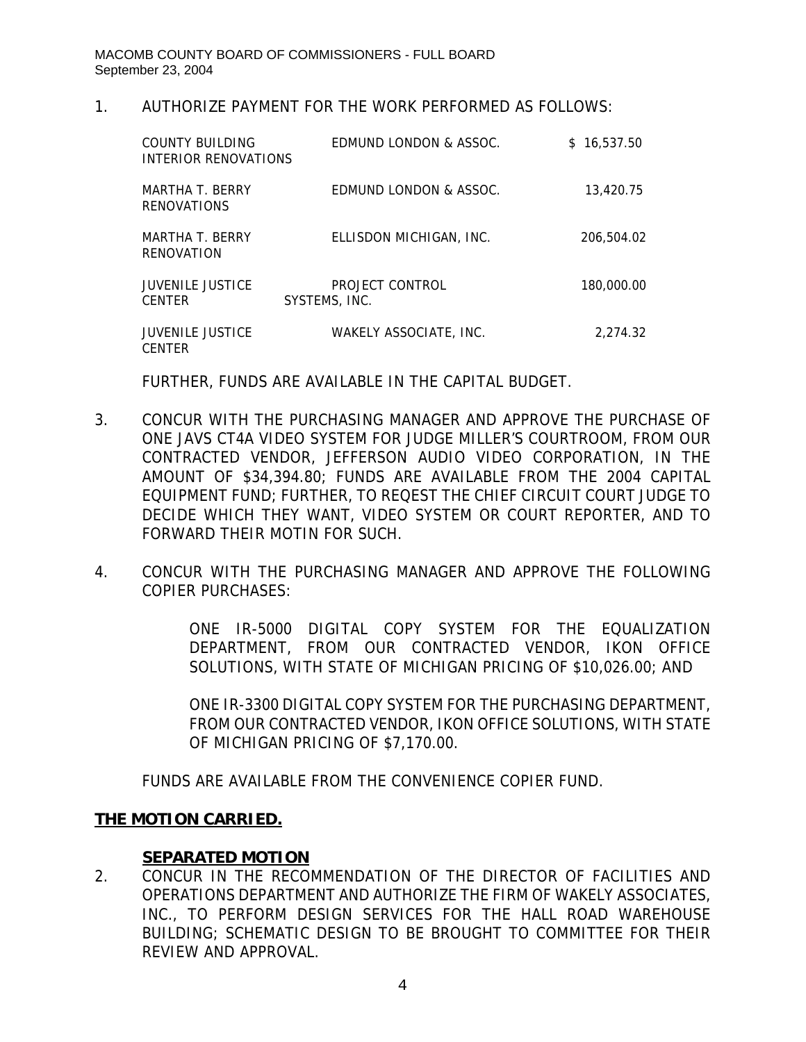1. AUTHORIZE PAYMENT FOR THE WORK PERFORMED AS FOLLOWS:

| | | |
|---|---|---|
| COUNTY BUILDING INTERIOR RENOVATIONS | EDMUND LONDON & ASSOC. | $ 16,537.50 |
| MARTHA T. BERRY RENOVATIONS | EDMUND LONDON & ASSOC. | 13,420.75 |
| MARTHA T. BERRY RENOVATION | ELLISDON MICHIGAN, INC. | 206,504.02 |
| JUVENILE JUSTICE CENTER | PROJECT CONTROL SYSTEMS, INC. | 180,000.00 |
| JUVENILE JUSTICE CENTER | WAKELY ASSOCIATE, INC. | 2,274.32 |

FURTHER, FUNDS ARE AVAILABLE IN THE CAPITAL BUDGET.

3. CONCUR WITH THE PURCHASING MANAGER AND APPROVE THE PURCHASE OF ONE JAVS CT4A VIDEO SYSTEM FOR JUDGE MILLER'S COURTROOM, FROM OUR CONTRACTED VENDOR, JEFFERSON AUDIO VIDEO CORPORATION, IN THE AMOUNT OF $34,394.80; FUNDS ARE AVAILABLE FROM THE 2004 CAPITAL EQUIPMENT FUND; FURTHER, TO REQEST THE CHIEF CIRCUIT COURT JUDGE TO DECIDE WHICH THEY WANT, VIDEO SYSTEM OR COURT REPORTER, AND TO FORWARD THEIR MOTIN FOR SUCH.

4. CONCUR WITH THE PURCHASING MANAGER AND APPROVE THE FOLLOWING COPIER PURCHASES:

   ONE IR-5000 DIGITAL COPY SYSTEM FOR THE EQUALIZATION DEPARTMENT, FROM OUR CONTRACTED VENDOR, IKON OFFICE SOLUTIONS, WITH STATE OF MICHIGAN PRICING OF $10,026.00; AND

   ONE IR-3300 DIGITAL COPY SYSTEM FOR THE PURCHASING DEPARTMENT, FROM OUR CONTRACTED VENDOR, IKON OFFICE SOLUTIONS, WITH STATE OF MICHIGAN PRICING OF $7,170.00.

   FUNDS ARE AVAILABLE FROM THE CONVENIENCE COPIER FUND.

**THE MOTION CARRIED.**

**SEPARATED MOTION**

2. CONCUR IN THE RECOMMENDATION OF THE DIRECTOR OF FACILITIES AND OPERATIONS DEPARTMENT AND AUTHORIZE THE FIRM OF WAKELY ASSOCIATES, INC., TO PERFORM DESIGN SERVICES FOR THE HALL ROAD WAREHOUSE BUILDING; SCHEMATIC DESIGN TO BE BROUGHT TO COMMITTEE FOR THEIR REVIEW AND APPROVAL.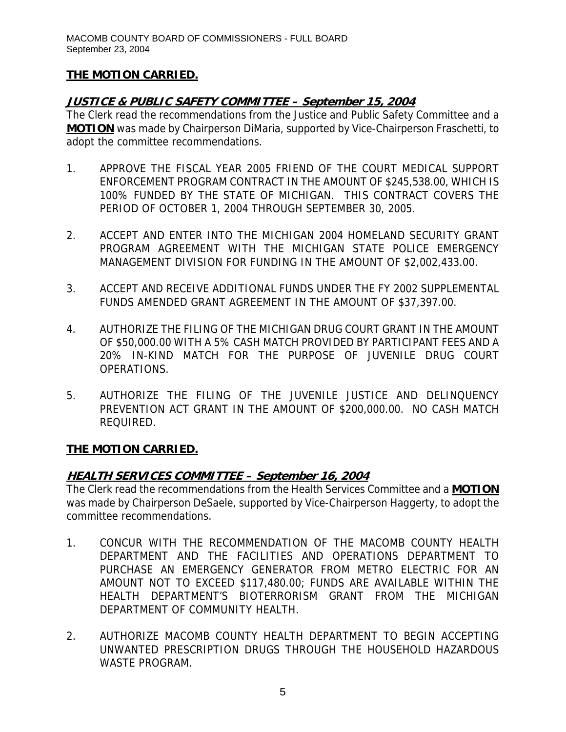**THE MOTION CARRIED.**

## ***JUSTICE & PUBLIC SAFETY COMMITTEE – September 15, 2004***

The Clerk read the recommendations from the Justice and Public Safety Committee and a **MOTION** was made by Chairperson DiMaria, supported by Vice-Chairperson Fraschetti, to adopt the committee recommendations.

1. APPROVE THE FISCAL YEAR 2005 FRIEND OF THE COURT MEDICAL SUPPORT ENFORCEMENT PROGRAM CONTRACT IN THE AMOUNT OF $245,538.00, WHICH IS 100% FUNDED BY THE STATE OF MICHIGAN. THIS CONTRACT COVERS THE PERIOD OF OCTOBER 1, 2004 THROUGH SEPTEMBER 30, 2005.

2. ACCEPT AND ENTER INTO THE MICHIGAN 2004 HOMELAND SECURITY GRANT PROGRAM AGREEMENT WITH THE MICHIGAN STATE POLICE EMERGENCY MANAGEMENT DIVISION FOR FUNDING IN THE AMOUNT OF $2,002,433.00.

3. ACCEPT AND RECEIVE ADDITIONAL FUNDS UNDER THE FY 2002 SUPPLEMENTAL FUNDS AMENDED GRANT AGREEMENT IN THE AMOUNT OF $37,397.00.

4. AUTHORIZE THE FILING OF THE MICHIGAN DRUG COURT GRANT IN THE AMOUNT OF $50,000.00 WITH A 5% CASH MATCH PROVIDED BY PARTICIPANT FEES AND A 20% IN-KIND MATCH FOR THE PURPOSE OF JUVENILE DRUG COURT OPERATIONS.

5. AUTHORIZE THE FILING OF THE JUVENILE JUSTICE AND DELINQUENCY PREVENTION ACT GRANT IN THE AMOUNT OF $200,000.00. NO CASH MATCH REQUIRED.

**THE MOTION CARRIED.**

## ***HEALTH SERVICES COMMITTEE – September 16, 2004***

The Clerk read the recommendations from the Health Services Committee and a **MOTION** was made by Chairperson DeSaele, supported by Vice-Chairperson Haggerty, to adopt the committee recommendations.

1. CONCUR WITH THE RECOMMENDATION OF THE MACOMB COUNTY HEALTH DEPARTMENT AND THE FACILITIES AND OPERATIONS DEPARTMENT TO PURCHASE AN EMERGENCY GENERATOR FROM METRO ELECTRIC FOR AN AMOUNT NOT TO EXCEED $117,480.00; FUNDS ARE AVAILABLE WITHIN THE HEALTH DEPARTMENT'S BIOTERRORISM GRANT FROM THE MICHIGAN DEPARTMENT OF COMMUNITY HEALTH.

2. AUTHORIZE MACOMB COUNTY HEALTH DEPARTMENT TO BEGIN ACCEPTING UNWANTED PRESCRIPTION DRUGS THROUGH THE HOUSEHOLD HAZARDOUS WASTE PROGRAM.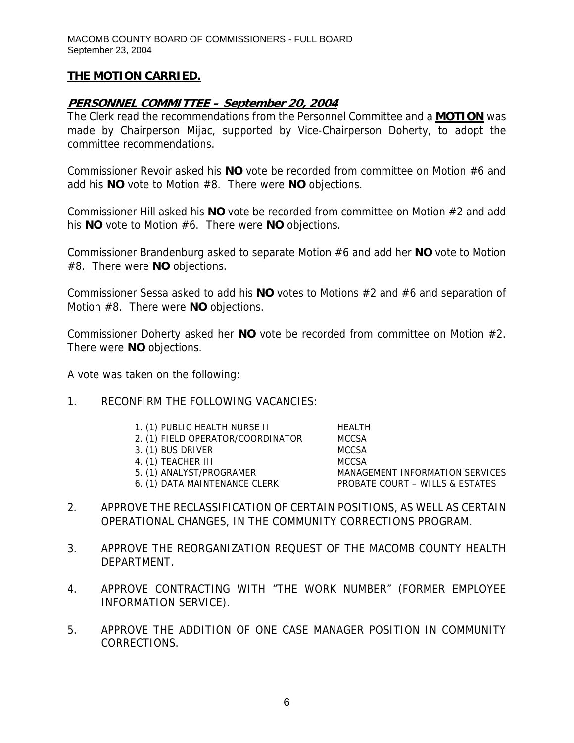**THE MOTION CARRIED.**

***PERSONNEL COMMITTEE – September 20, 2004***

The Clerk read the recommendations from the Personnel Committee and a **MOTION** was made by Chairperson Mijac, supported by Vice-Chairperson Doherty, to adopt the committee recommendations.

Commissioner Revoir asked his **NO** vote be recorded from committee on Motion #6 and add his **NO** vote to Motion #8. There were **NO** objections.

Commissioner Hill asked his **NO** vote be recorded from committee on Motion #2 and add his **NO** vote to Motion #6. There were **NO** objections.

Commissioner Brandenburg asked to separate Motion #6 and add her **NO** vote to Motion #8. There were **NO** objections.

Commissioner Sessa asked to add his **NO** votes to Motions #2 and #6 and separation of Motion #8. There were **NO** objections.

Commissioner Doherty asked her **NO** vote be recorded from committee on Motion #2. There were **NO** objections.

A vote was taken on the following:

1. RECONFIRM THE FOLLOWING VACANCIES:

| | |
|---|---|
| 1. (1) PUBLIC HEALTH NURSE II | HEALTH |
| 2. (1) FIELD OPERATOR/COORDINATOR | MCCSA |
| 3. (1) BUS DRIVER | MCCSA |
| 4. (1) TEACHER III | MCCSA |
| 5. (1) ANALYST/PROGRAMER | MANAGEMENT INFORMATION SERVICES |
| 6. (1) DATA MAINTENANCE CLERK | PROBATE COURT – WILLS & ESTATES |

2. APPROVE THE RECLASSIFICATION OF CERTAIN POSITIONS, AS WELL AS CERTAIN OPERATIONAL CHANGES, IN THE COMMUNITY CORRECTIONS PROGRAM.

3. APPROVE THE REORGANIZATION REQUEST OF THE MACOMB COUNTY HEALTH DEPARTMENT.

4. APPROVE CONTRACTING WITH "THE WORK NUMBER" (FORMER EMPLOYEE INFORMATION SERVICE).

5. APPROVE THE ADDITION OF ONE CASE MANAGER POSITION IN COMMUNITY CORRECTIONS.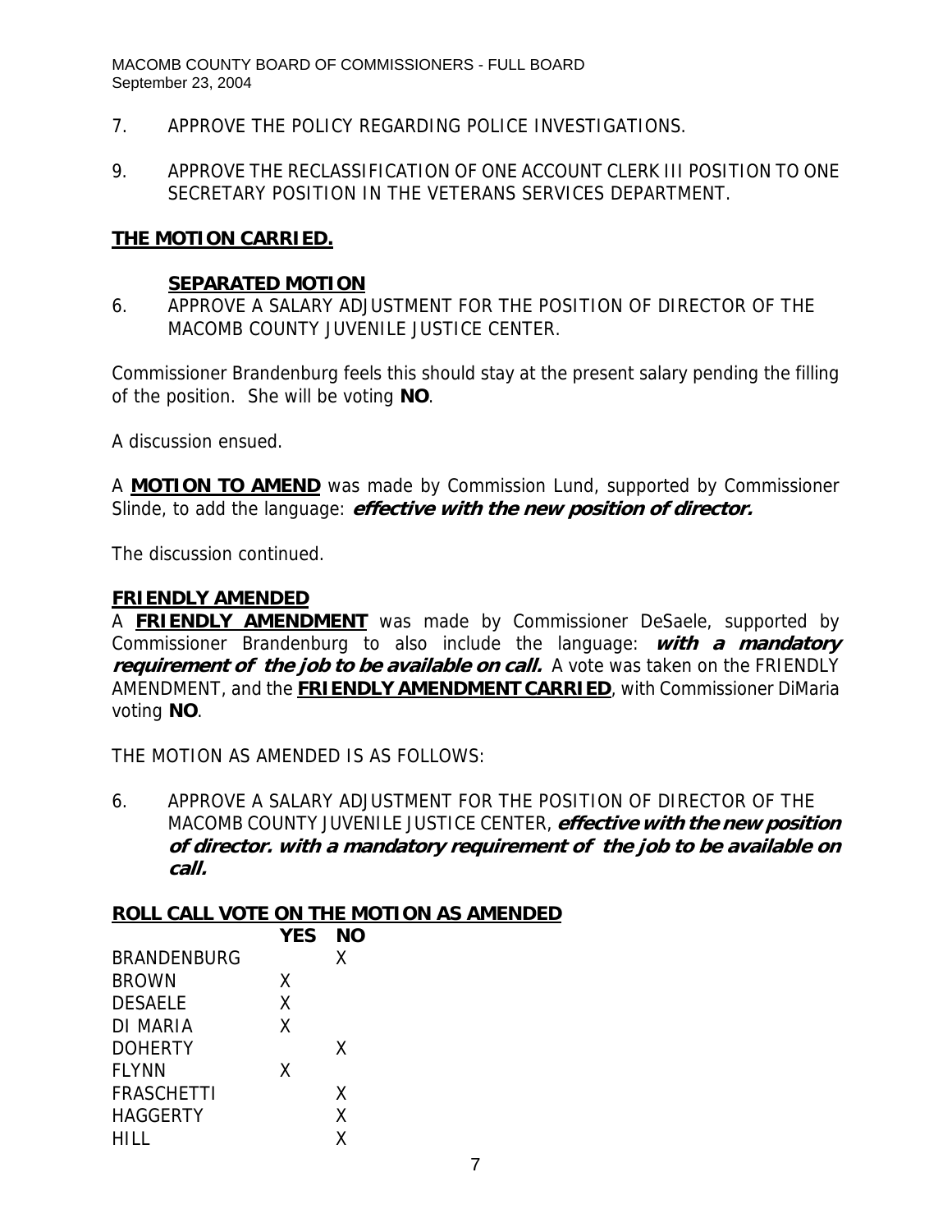7. APPROVE THE POLICY REGARDING POLICE INVESTIGATIONS.

9. APPROVE THE RECLASSIFICATION OF ONE ACCOUNT CLERK III POSITION TO ONE SECRETARY POSITION IN THE VETERANS SERVICES DEPARTMENT.

**THE MOTION CARRIED.**

**SEPARATED MOTION**

6. APPROVE A SALARY ADJUSTMENT FOR THE POSITION OF DIRECTOR OF THE MACOMB COUNTY JUVENILE JUSTICE CENTER.

Commissioner Brandenburg feels this should stay at the present salary pending the filling of the position. She will be voting **NO**.

A discussion ensued.

A **MOTION TO AMEND** was made by Commission Lund, supported by Commissioner Slinde, to add the language: ***effective with the new position of director.***

The discussion continued.

**FRIENDLY AMENDED**

A **FRIENDLY AMENDMENT** was made by Commissioner DeSaele, supported by Commissioner Brandenburg to also include the language: ***with a mandatory requirement of the job to be available on call.*** A vote was taken on the FRIENDLY AMENDMENT, and the **FRIENDLY AMENDMENT CARRIED**, with Commissioner DiMaria voting **NO**.

THE MOTION AS AMENDED IS AS FOLLOWS:

6. APPROVE A SALARY ADJUSTMENT FOR THE POSITION OF DIRECTOR OF THE MACOMB COUNTY JUVENILE JUSTICE CENTER, ***effective with the new position of director. with a mandatory requirement of the job to be available on call.***

**ROLL CALL VOTE ON THE MOTION AS AMENDED**

| | YES | NO |
|---|---|---|
| BRANDENBURG | | X |
| BROWN | X | |
| DESAELE | X | |
| DI MARIA | X | |
| DOHERTY | | X |
| FLYNN | X | |
| FRASCHETTI | | X |
| HAGGERTY | | X |
| HILL | | X |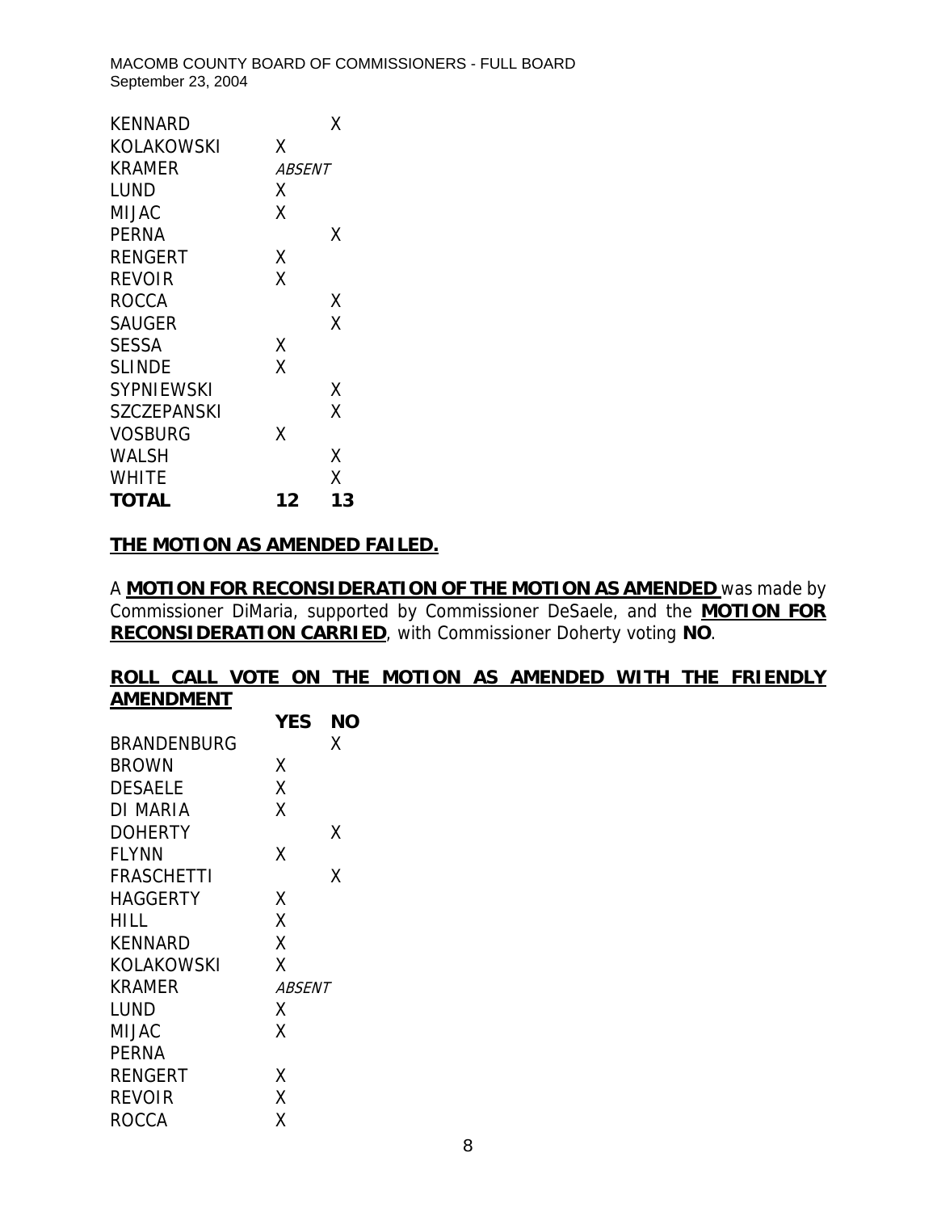| | | |
|---|---|---|
| KENNARD | | X |
| KOLAKOWSKI | X | |
| KRAMER | *ABSENT* | |
| LUND | X | |
| MIJAC | X | |
| PERNA | | X |
| RENGERT | X | |
| REVOIR | X | |
| ROCCA | | X |
| SAUGER | | X |
| SESSA | X | |
| SLINDE | X | |
| SYPNIEWSKI | | X |
| SZCZEPANSKI | | X |
| VOSBURG | X | |
| WALSH | | X |
| WHITE | | X |
| **TOTAL** | **12** | **13** |

**<u>THE MOTION AS AMENDED FAILED.</u>**

A **<u>MOTION FOR RECONSIDERATION OF THE MOTION AS AMENDED</u>** was made by Commissioner DiMaria, supported by Commissioner DeSaele, and the **<u>MOTION FOR RECONSIDERATION CARRIED</u>**, with Commissioner Doherty voting **NO**.

**<u>ROLL CALL VOTE ON THE MOTION AS AMENDED WITH THE FRIENDLY AMENDMENT</u>**

| | **YES** | **NO** |
|---|---|---|
| BRANDENBURG | | X |
| BROWN | X | |
| DESAELE | X | |
| DI MARIA | X | |
| DOHERTY | | X |
| FLYNN | X | |
| FRASCHETTI | | X |
| HAGGERTY | X | |
| HILL | X | |
| KENNARD | X | |
| KOLAKOWSKI | X | |
| KRAMER | *ABSENT* | |
| LUND | X | |
| MIJAC | X | |
| PERNA | | |
| RENGERT | X | |
| REVOIR | X | |
| ROCCA | X | |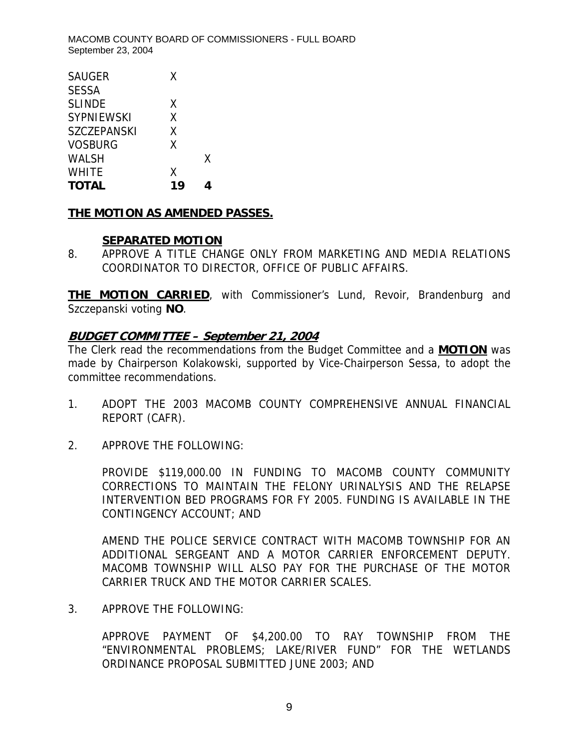| | | |
|---|---|---|
| SAUGER | X | |
| SESSA | | |
| SLINDE | X | |
| SYPNIEWSKI | X | |
| SZCZEPANSKI | X | |
| VOSBURG | X | |
| WALSH | | X |
| WHITE | X | |
| **TOTAL** | **19** | **4** |

**THE MOTION AS AMENDED PASSES.**

**SEPARATED MOTION**

8. APPROVE A TITLE CHANGE ONLY FROM MARKETING AND MEDIA RELATIONS COORDINATOR TO DIRECTOR, OFFICE OF PUBLIC AFFAIRS.

**THE MOTION CARRIED**, with Commissioner's Lund, Revoir, Brandenburg and Szczepanski voting **NO**.

***BUDGET COMMITTEE – September 21, 2004***

The Clerk read the recommendations from the Budget Committee and a **MOTION** was made by Chairperson Kolakowski, supported by Vice-Chairperson Sessa, to adopt the committee recommendations.

1. ADOPT THE 2003 MACOMB COUNTY COMPREHENSIVE ANNUAL FINANCIAL REPORT (CAFR).

2. APPROVE THE FOLLOWING:

   PROVIDE \$119,000.00 IN FUNDING TO MACOMB COUNTY COMMUNITY CORRECTIONS TO MAINTAIN THE FELONY URINALYSIS AND THE RELAPSE INTERVENTION BED PROGRAMS FOR FY 2005. FUNDING IS AVAILABLE IN THE CONTINGENCY ACCOUNT; AND

   AMEND THE POLICE SERVICE CONTRACT WITH MACOMB TOWNSHIP FOR AN ADDITIONAL SERGEANT AND A MOTOR CARRIER ENFORCEMENT DEPUTY. MACOMB TOWNSHIP WILL ALSO PAY FOR THE PURCHASE OF THE MOTOR CARRIER TRUCK AND THE MOTOR CARRIER SCALES.

3. APPROVE THE FOLLOWING:

   APPROVE PAYMENT OF \$4,200.00 TO RAY TOWNSHIP FROM THE "ENVIRONMENTAL PROBLEMS; LAKE/RIVER FUND" FOR THE WETLANDS ORDINANCE PROPOSAL SUBMITTED JUNE 2003; AND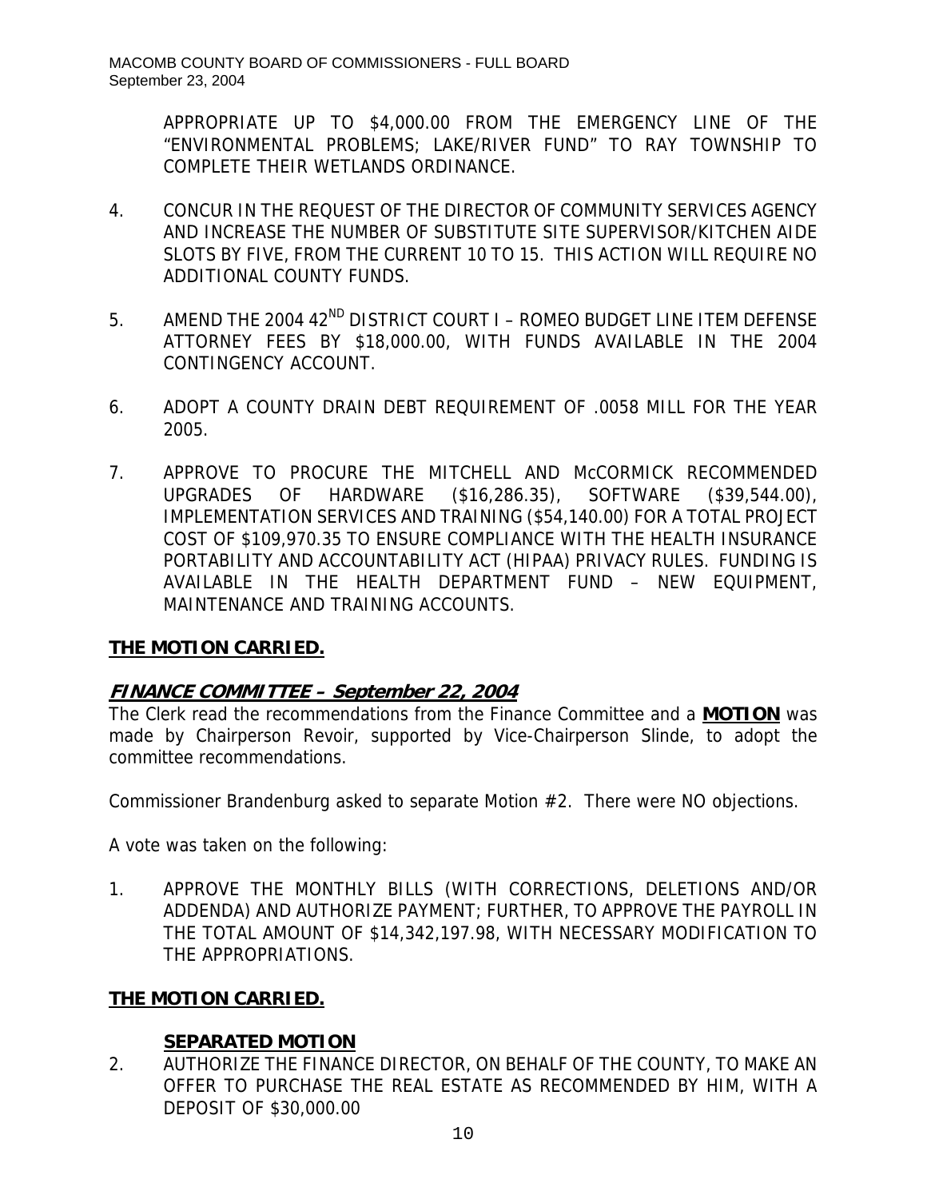APPROPRIATE UP TO $4,000.00 FROM THE EMERGENCY LINE OF THE "ENVIRONMENTAL PROBLEMS; LAKE/RIVER FUND" TO RAY TOWNSHIP TO COMPLETE THEIR WETLANDS ORDINANCE.

4. CONCUR IN THE REQUEST OF THE DIRECTOR OF COMMUNITY SERVICES AGENCY AND INCREASE THE NUMBER OF SUBSTITUTE SITE SUPERVISOR/KITCHEN AIDE SLOTS BY FIVE, FROM THE CURRENT 10 TO 15. THIS ACTION WILL REQUIRE NO ADDITIONAL COUNTY FUNDS.

5. AMEND THE 2004 42ND DISTRICT COURT I – ROMEO BUDGET LINE ITEM DEFENSE ATTORNEY FEES BY $18,000.00, WITH FUNDS AVAILABLE IN THE 2004 CONTINGENCY ACCOUNT.

6. ADOPT A COUNTY DRAIN DEBT REQUIREMENT OF .0058 MILL FOR THE YEAR 2005.

7. APPROVE TO PROCURE THE MITCHELL AND McCORMICK RECOMMENDED UPGRADES OF HARDWARE ($16,286.35), SOFTWARE ($39,544.00), IMPLEMENTATION SERVICES AND TRAINING ($54,140.00) FOR A TOTAL PROJECT COST OF $109,970.35 TO ENSURE COMPLIANCE WITH THE HEALTH INSURANCE PORTABILITY AND ACCOUNTABILITY ACT (HIPAA) PRIVACY RULES. FUNDING IS AVAILABLE IN THE HEALTH DEPARTMENT FUND – NEW EQUIPMENT, MAINTENANCE AND TRAINING ACCOUNTS.

**THE MOTION CARRIED.**

***FINANCE COMMITTEE – September 22, 2004***

The Clerk read the recommendations from the Finance Committee and a **MOTION** was made by Chairperson Revoir, supported by Vice-Chairperson Slinde, to adopt the committee recommendations.

Commissioner Brandenburg asked to separate Motion #2. There were NO objections.

A vote was taken on the following:

1. APPROVE THE MONTHLY BILLS (WITH CORRECTIONS, DELETIONS AND/OR ADDENDA) AND AUTHORIZE PAYMENT; FURTHER, TO APPROVE THE PAYROLL IN THE TOTAL AMOUNT OF $14,342,197.98, WITH NECESSARY MODIFICATION TO THE APPROPRIATIONS.

**THE MOTION CARRIED.**

**SEPARATED MOTION**

2. AUTHORIZE THE FINANCE DIRECTOR, ON BEHALF OF THE COUNTY, TO MAKE AN OFFER TO PURCHASE THE REAL ESTATE AS RECOMMENDED BY HIM, WITH A DEPOSIT OF $30,000.00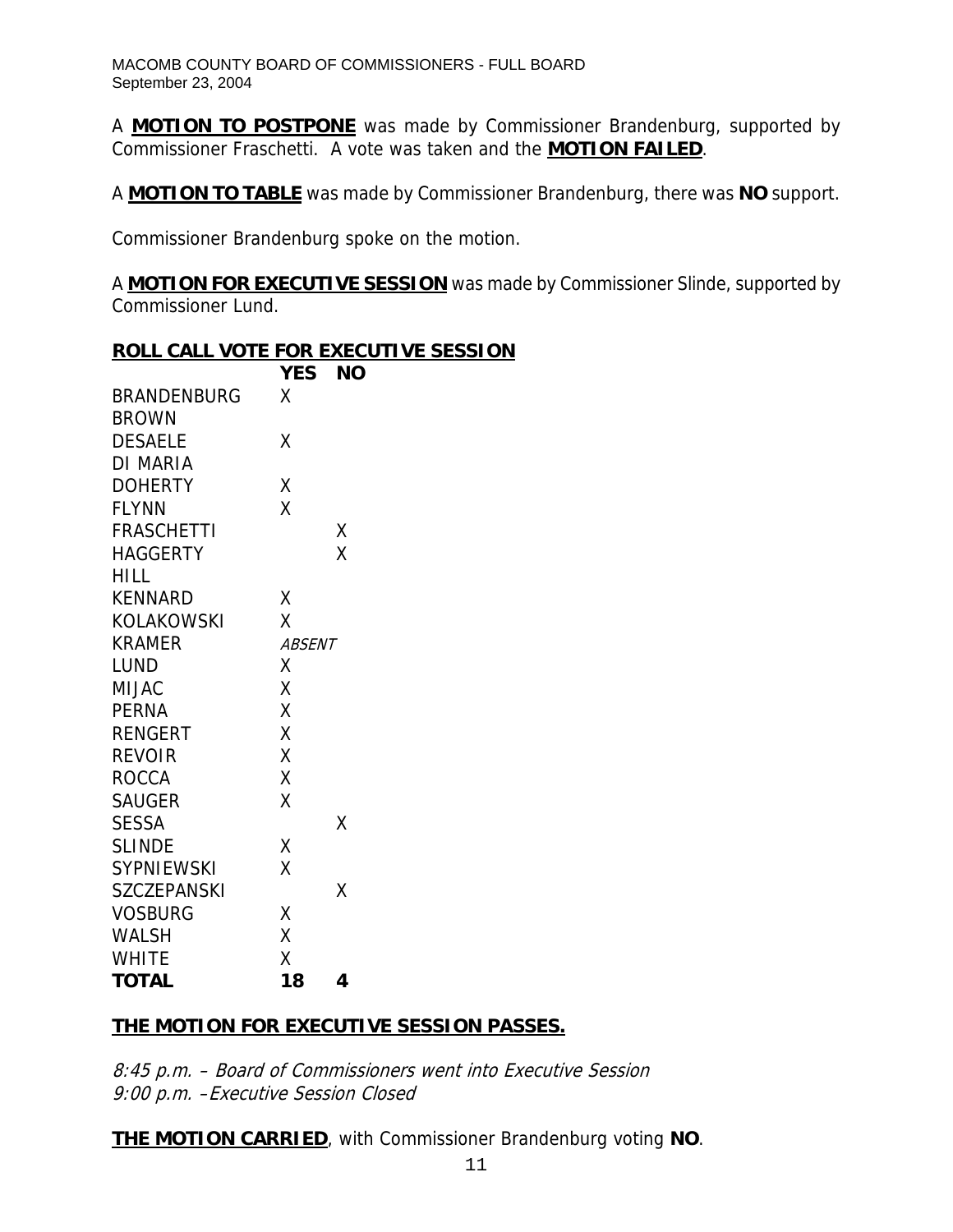A **MOTION TO POSTPONE** was made by Commissioner Brandenburg, supported by Commissioner Fraschetti. A vote was taken and the **MOTION FAILED**.

A **MOTION TO TABLE** was made by Commissioner Brandenburg, there was **NO** support.

Commissioner Brandenburg spoke on the motion.

A **MOTION FOR EXECUTIVE SESSION** was made by Commissioner Slinde, supported by Commissioner Lund.

**ROLL CALL VOTE FOR EXECUTIVE SESSION**

| | YES | NO |
|---|---|---|
| BRANDENBURG | X | |
| BROWN | | |
| DESAELE | X | |
| DI MARIA | | |
| DOHERTY | X | |
| FLYNN | X | |
| FRASCHETTI | | X |
| HAGGERTY | | X |
| HILL | | |
| KENNARD | X | |
| KOLAKOWSKI | X | |
| KRAMER | *ABSENT* | |
| LUND | X | |
| MIJAC | X | |
| PERNA | X | |
| RENGERT | X | |
| REVOIR | X | |
| ROCCA | X | |
| SAUGER | X | |
| SESSA | | X |
| SLINDE | X | |
| SYPNIEWSKI | X | |
| SZCZEPANSKI | | X |
| VOSBURG | X | |
| WALSH | X | |
| WHITE | X | |
| **TOTAL** | **18** | **4** |

**THE MOTION FOR EXECUTIVE SESSION PASSES.**

*8:45 p.m. – Board of Commissioners went into Executive Session*
*9:00 p.m. –Executive Session Closed*

**THE MOTION CARRIED**, with Commissioner Brandenburg voting **NO**.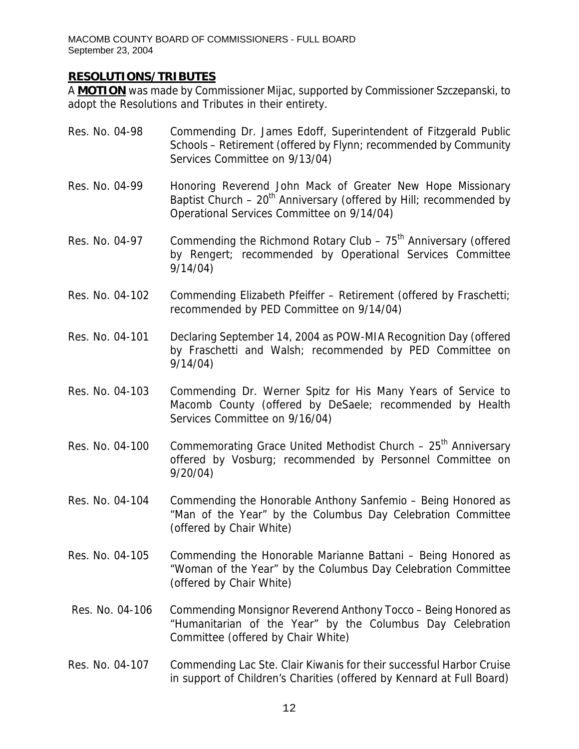## RESOLUTIONS/TRIBUTES

A **MOTION** was made by Commissioner Mijac, supported by Commissioner Szczepanski, to adopt the Resolutions and Tributes in their entirety.

Res. No. 04-98 Commending Dr. James Edoff, Superintendent of Fitzgerald Public Schools – Retirement (offered by Flynn; recommended by Community Services Committee on 9/13/04)

Res. No. 04-99 Honoring Reverend John Mack of Greater New Hope Missionary Baptist Church – 20th Anniversary (offered by Hill; recommended by Operational Services Committee on 9/14/04)

Res. No. 04-97 Commending the Richmond Rotary Club – 75th Anniversary (offered by Rengert; recommended by Operational Services Committee 9/14/04)

Res. No. 04-102 Commending Elizabeth Pfeiffer – Retirement (offered by Fraschetti; recommended by PED Committee on 9/14/04)

Res. No. 04-101 Declaring September 14, 2004 as POW-MIA Recognition Day (offered by Fraschetti and Walsh; recommended by PED Committee on 9/14/04)

Res. No. 04-103 Commending Dr. Werner Spitz for His Many Years of Service to Macomb County (offered by DeSaele; recommended by Health Services Committee on 9/16/04)

Res. No. 04-100 Commemorating Grace United Methodist Church – 25th Anniversary offered by Vosburg; recommended by Personnel Committee on 9/20/04)

Res. No. 04-104 Commending the Honorable Anthony Sanfemio – Being Honored as "Man of the Year" by the Columbus Day Celebration Committee (offered by Chair White)

Res. No. 04-105 Commending the Honorable Marianne Battani – Being Honored as "Woman of the Year" by the Columbus Day Celebration Committee (offered by Chair White)

Res. No. 04-106 Commending Monsignor Reverend Anthony Tocco – Being Honored as "Humanitarian of the Year" by the Columbus Day Celebration Committee (offered by Chair White)

Res. No. 04-107 Commending Lac Ste. Clair Kiwanis for their successful Harbor Cruise in support of Children's Charities (offered by Kennard at Full Board)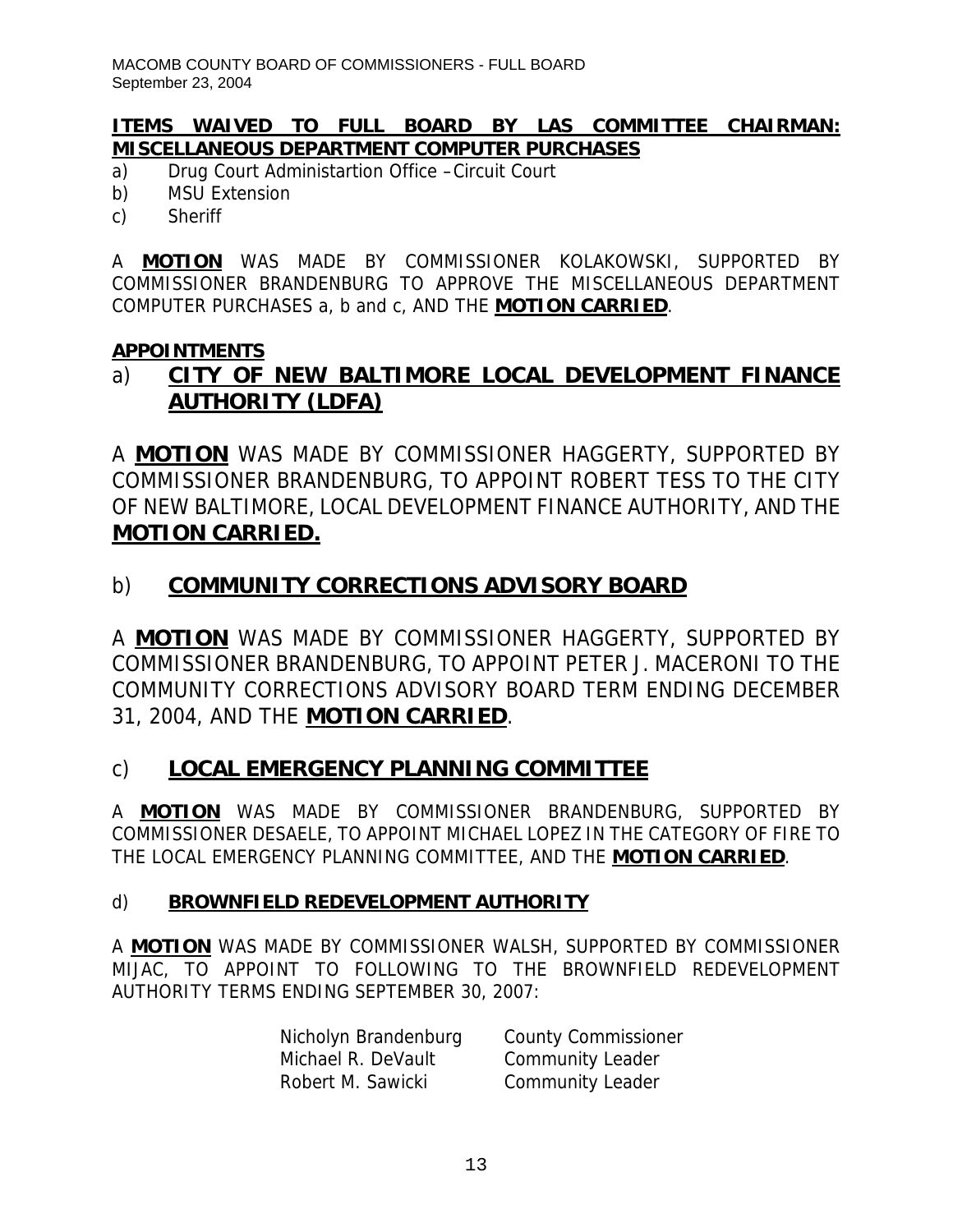**ITEMS WAIVED TO FULL BOARD BY LAS COMMITTEE CHAIRMAN: MISCELLANEOUS DEPARTMENT COMPUTER PURCHASES**

a) Drug Court Administartion Office –Circuit Court
b) MSU Extension
c) Sheriff

A **MOTION** WAS MADE BY COMMISSIONER KOLAKOWSKI, SUPPORTED BY COMMISSIONER BRANDENBURG TO APPROVE THE MISCELLANEOUS DEPARTMENT COMPUTER PURCHASES a, b and c, AND THE **MOTION CARRIED**.

**APPOINTMENTS**

## a) CITY OF NEW BALTIMORE LOCAL DEVELOPMENT FINANCE AUTHORITY (LDFA)

A **MOTION** WAS MADE BY COMMISSIONER HAGGERTY, SUPPORTED BY COMMISSIONER BRANDENBURG, TO APPOINT ROBERT TESS TO THE CITY OF NEW BALTIMORE, LOCAL DEVELOPMENT FINANCE AUTHORITY, AND THE **MOTION CARRIED.**

## b) COMMUNITY CORRECTIONS ADVISORY BOARD

A **MOTION** WAS MADE BY COMMISSIONER HAGGERTY, SUPPORTED BY COMMISSIONER BRANDENBURG, TO APPOINT PETER J. MACERONI TO THE COMMUNITY CORRECTIONS ADVISORY BOARD TERM ENDING DECEMBER 31, 2004, AND THE **MOTION CARRIED**.

## c) LOCAL EMERGENCY PLANNING COMMITTEE

A **MOTION** WAS MADE BY COMMISSIONER BRANDENBURG, SUPPORTED BY COMMISSIONER DESAELE, TO APPOINT MICHAEL LOPEZ IN THE CATEGORY OF FIRE TO THE LOCAL EMERGENCY PLANNING COMMITTEE, AND THE **MOTION CARRIED**.

### d) BROWNFIELD REDEVELOPMENT AUTHORITY

A **MOTION** WAS MADE BY COMMISSIONER WALSH, SUPPORTED BY COMMISSIONER MIJAC, TO APPOINT TO FOLLOWING TO THE BROWNFIELD REDEVELOPMENT AUTHORITY TERMS ENDING SEPTEMBER 30, 2007:

| | |
|---|---|
| Nicholyn Brandenburg | County Commissioner |
| Michael R. DeVault | Community Leader |
| Robert M. Sawicki | Community Leader |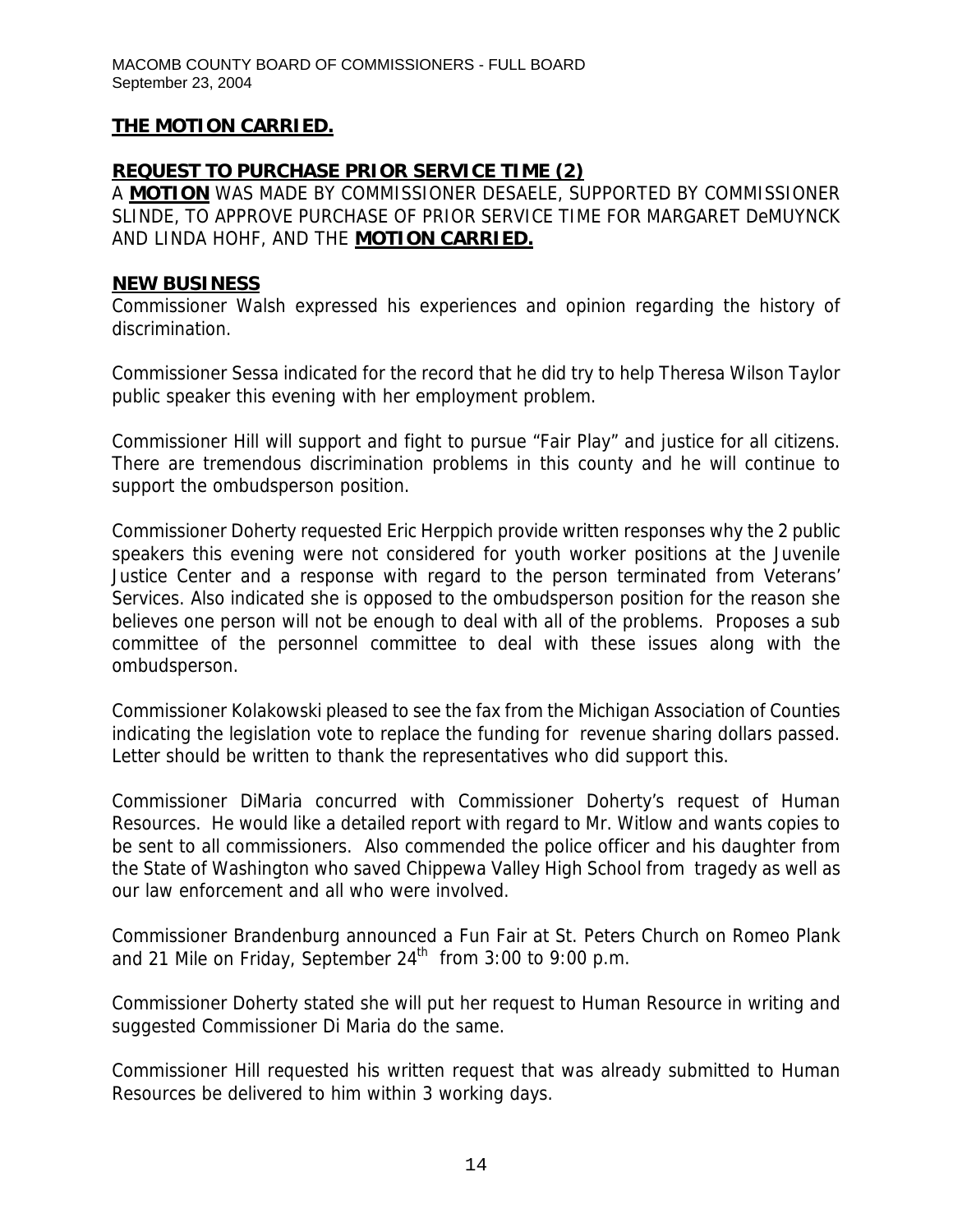**THE MOTION CARRIED.**

## REQUEST TO PURCHASE PRIOR SERVICE TIME (2)

A **MOTION** WAS MADE BY COMMISSIONER DESAELE, SUPPORTED BY COMMISSIONER SLINDE, TO APPROVE PURCHASE OF PRIOR SERVICE TIME FOR MARGARET DeMUYNCK AND LINDA HOHF, AND THE **MOTION CARRIED.**

## NEW BUSINESS

Commissioner Walsh expressed his experiences and opinion regarding the history of discrimination.

Commissioner Sessa indicated for the record that he did try to help Theresa Wilson Taylor public speaker this evening with her employment problem.

Commissioner Hill will support and fight to pursue "Fair Play" and justice for all citizens. There are tremendous discrimination problems in this county and he will continue to support the ombudsperson position.

Commissioner Doherty requested Eric Herppich provide written responses why the 2 public speakers this evening were not considered for youth worker positions at the Juvenile Justice Center and a response with regard to the person terminated from Veterans' Services. Also indicated she is opposed to the ombudsperson position for the reason she believes one person will not be enough to deal with all of the problems. Proposes a sub committee of the personnel committee to deal with these issues along with the ombudsperson.

Commissioner Kolakowski pleased to see the fax from the Michigan Association of Counties indicating the legislation vote to replace the funding for revenue sharing dollars passed. Letter should be written to thank the representatives who did support this.

Commissioner DiMaria concurred with Commissioner Doherty's request of Human Resources. He would like a detailed report with regard to Mr. Witlow and wants copies to be sent to all commissioners. Also commended the police officer and his daughter from the State of Washington who saved Chippewa Valley High School from tragedy as well as our law enforcement and all who were involved.

Commissioner Brandenburg announced a Fun Fair at St. Peters Church on Romeo Plank and 21 Mile on Friday, September 24th from 3:00 to 9:00 p.m.

Commissioner Doherty stated she will put her request to Human Resource in writing and suggested Commissioner Di Maria do the same.

Commissioner Hill requested his written request that was already submitted to Human Resources be delivered to him within 3 working days.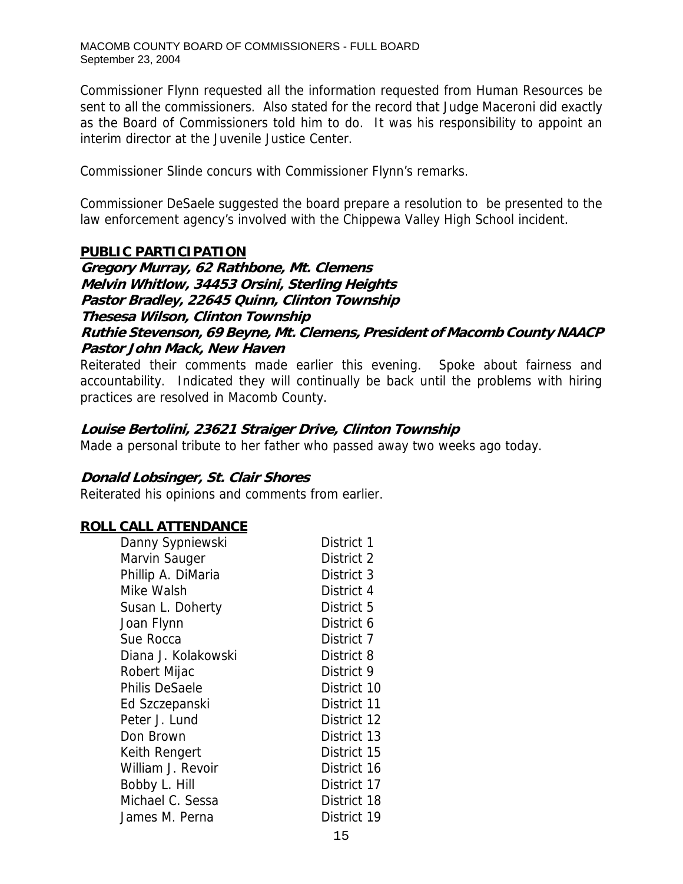Commissioner Flynn requested all the information requested from Human Resources be sent to all the commissioners. Also stated for the record that Judge Maceroni did exactly as the Board of Commissioners told him to do. It was his responsibility to appoint an interim director at the Juvenile Justice Center.

Commissioner Slinde concurs with Commissioner Flynn's remarks.

Commissioner DeSaele suggested the board prepare a resolution to be presented to the law enforcement agency's involved with the Chippewa Valley High School incident.

## PUBLIC PARTICIPATION

***Gregory Murray, 62 Rathbone, Mt. Clemens***
***Melvin Whitlow, 34453 Orsini, Sterling Heights***
***Pastor Bradley, 22645 Quinn, Clinton Township***
***Thesesa Wilson, Clinton Township***
***Ruthie Stevenson, 69 Beyne, Mt. Clemens, President of Macomb County NAACP***
***Pastor John Mack, New Haven***

Reiterated their comments made earlier this evening. Spoke about fairness and accountability. Indicated they will continually be back until the problems with hiring practices are resolved in Macomb County.

***Louise Bertolini, 23621 Straiger Drive, Clinton Township***

Made a personal tribute to her father who passed away two weeks ago today.

***Donald Lobsinger, St. Clair Shores***

Reiterated his opinions and comments from earlier.

## ROLL CALL ATTENDANCE

| | |
|---|---|
| Danny Sypniewski | District 1 |
| Marvin Sauger | District 2 |
| Phillip A. DiMaria | District 3 |
| Mike Walsh | District 4 |
| Susan L. Doherty | District 5 |
| Joan Flynn | District 6 |
| Sue Rocca | District 7 |
| Diana J. Kolakowski | District 8 |
| Robert Mijac | District 9 |
| Philis DeSaele | District 10 |
| Ed Szczepanski | District 11 |
| Peter J. Lund | District 12 |
| Don Brown | District 13 |
| Keith Rengert | District 15 |
| William J. Revoir | District 16 |
| Bobby L. Hill | District 17 |
| Michael C. Sessa | District 18 |
| James M. Perna | District 19 |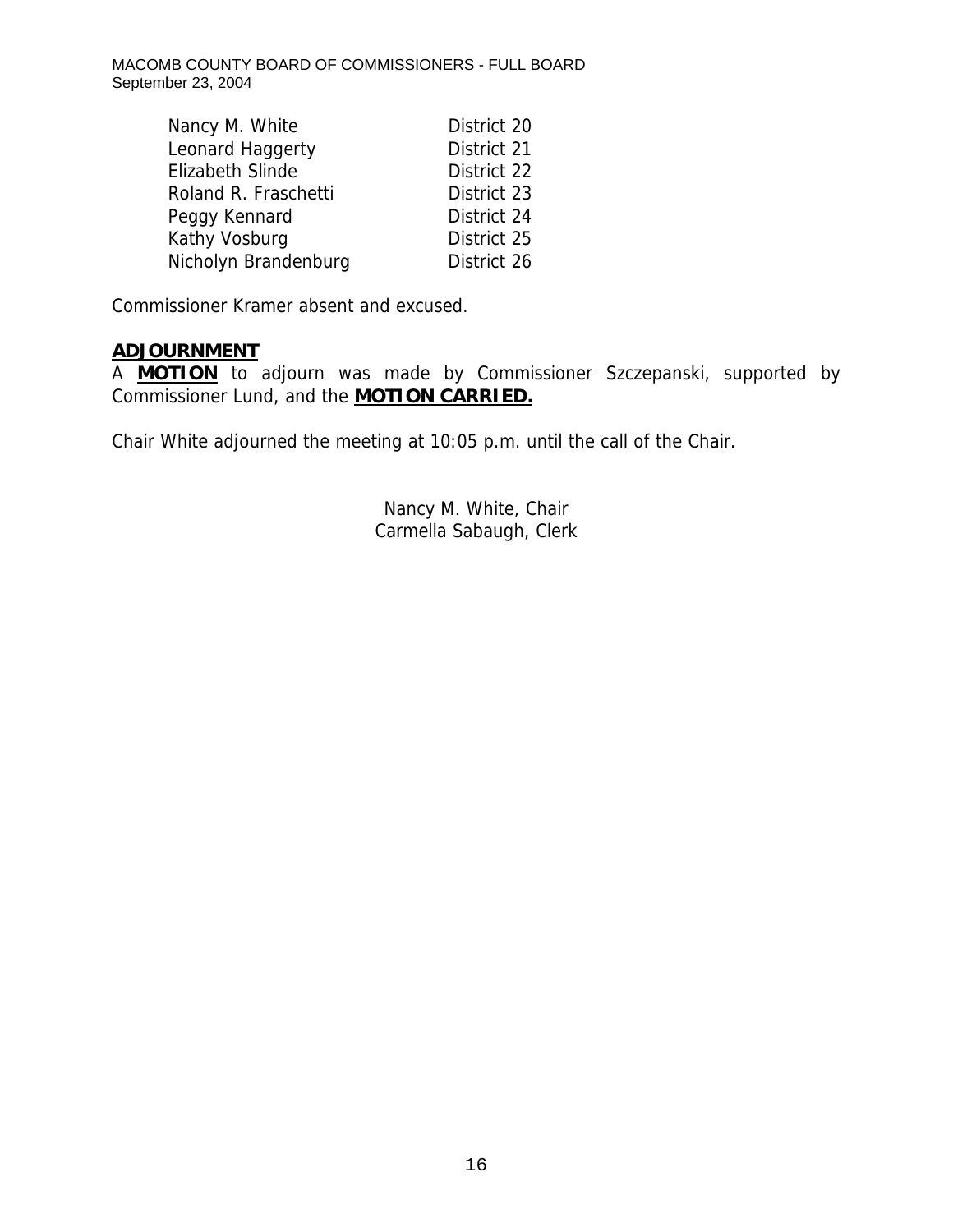| | |
|---|---|
| Nancy M. White | District 20 |
| Leonard Haggerty | District 21 |
| Elizabeth Slinde | District 22 |
| Roland R. Fraschetti | District 23 |
| Peggy Kennard | District 24 |
| Kathy Vosburg | District 25 |
| Nicholyn Brandenburg | District 26 |

Commissioner Kramer absent and excused.

## ADJOURNMENT

A **MOTION** to adjourn was made by Commissioner Szczepanski, supported by Commissioner Lund, and the **MOTION CARRIED.**

Chair White adjourned the meeting at 10:05 p.m. until the call of the Chair.

Nancy M. White, Chair
Carmella Sabaugh, Clerk